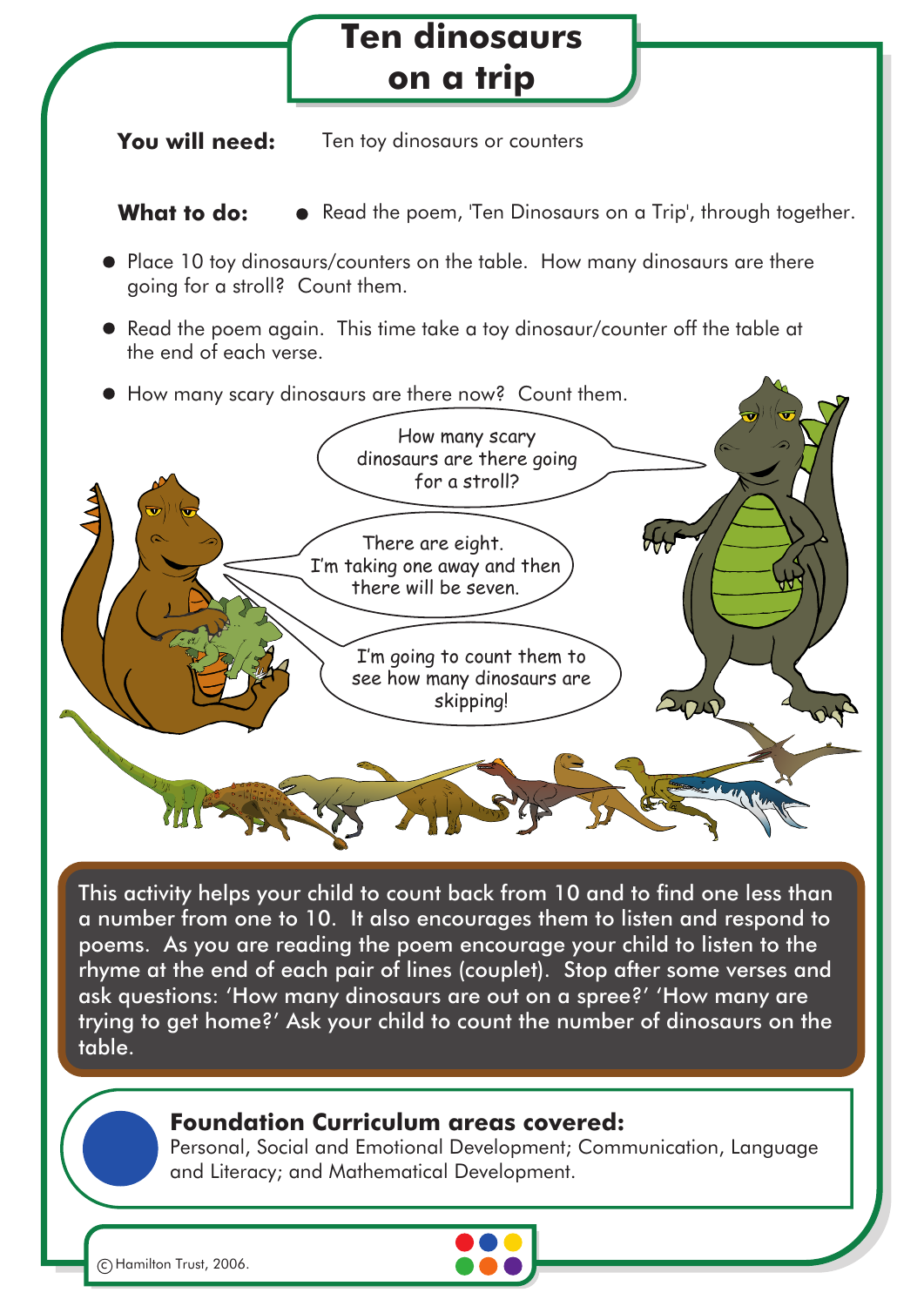# Ten dinosaurs on a trip

**You will need:** Ten toy dinosaurs or counters

**What to do:**

- Read the poem, 'Ten Dinosaurs on a Trip', through together.
- Place 10 toy dinosaurs/counters on the table. How many dinosaurs are there going for a stroll? Count them.
- Read the poem again. This time take a toy dinosaur/counter off the table at the end of each verse.
- How many scary dinosaurs are there now? Count them.

How many scary dinosaurs are there going for a stroll?

There are eight. I'm taking one away and then there will be seven.

I'm going to count them to see how many dinosaurs are skipping!

This activity helps your child to count back from 10 and to find one less than a number from one to 10. It also encourages them to listen and respond to poems. As you are reading the poem encourage your child to listen to the rhyme at the end of each pair of lines (couplet). Stop after some verses and ask questions: 'How many dinosaurs are out on a spree?' 'How many are trying to get home?' Ask your child to count the number of dinosaurs on the table.

**Foundation Curriculum areas covered:**
Personal, Social and Emotional Development; Communication, Language and Literacy; and Mathematical Development.

© Hamilton Trust, 2006.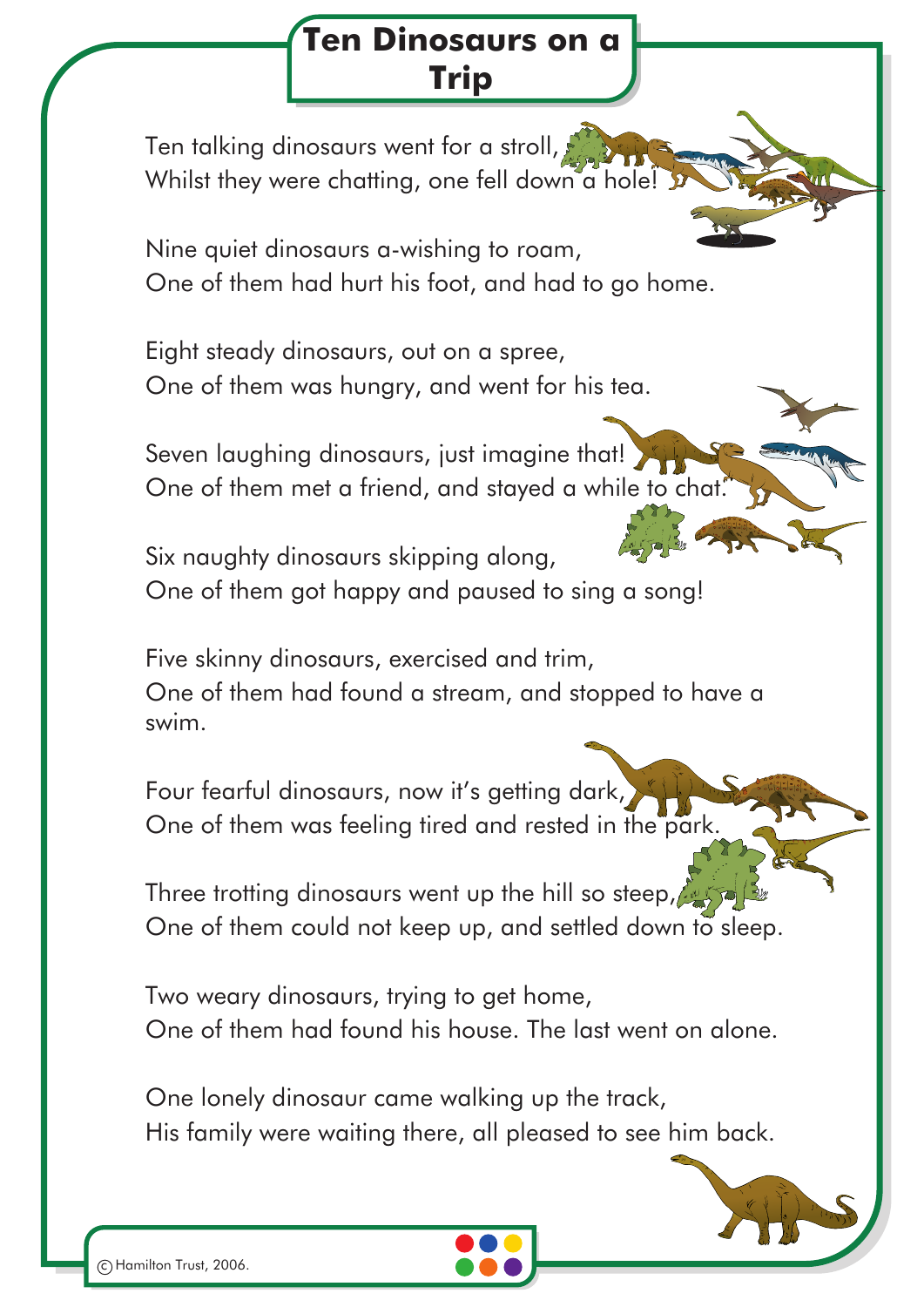# Ten Dinosaurs on a Trip

Ten talking dinosaurs went for a stroll,
Whilst they were chatting, one fell down a hole!

Nine quiet dinosaurs a-wishing to roam,
One of them had hurt his foot, and had to go home.

Eight steady dinosaurs, out on a spree,
One of them was hungry, and went for his tea.

Seven laughing dinosaurs, just imagine that!
One of them met a friend, and stayed a while to chat.

Six naughty dinosaurs skipping along,
One of them got happy and paused to sing a song!

Five skinny dinosaurs, exercised and trim,
One of them had found a stream, and stopped to have a swim.

Four fearful dinosaurs, now it's getting dark,
One of them was feeling tired and rested in the park.

Three trotting dinosaurs went up the hill so steep,
One of them could not keep up, and settled down to sleep.

Two weary dinosaurs, trying to get home,
One of them had found his house. The last went on alone.

One lonely dinosaur came walking up the track,
His family were waiting there, all pleased to see him back.

© Hamilton Trust, 2006.